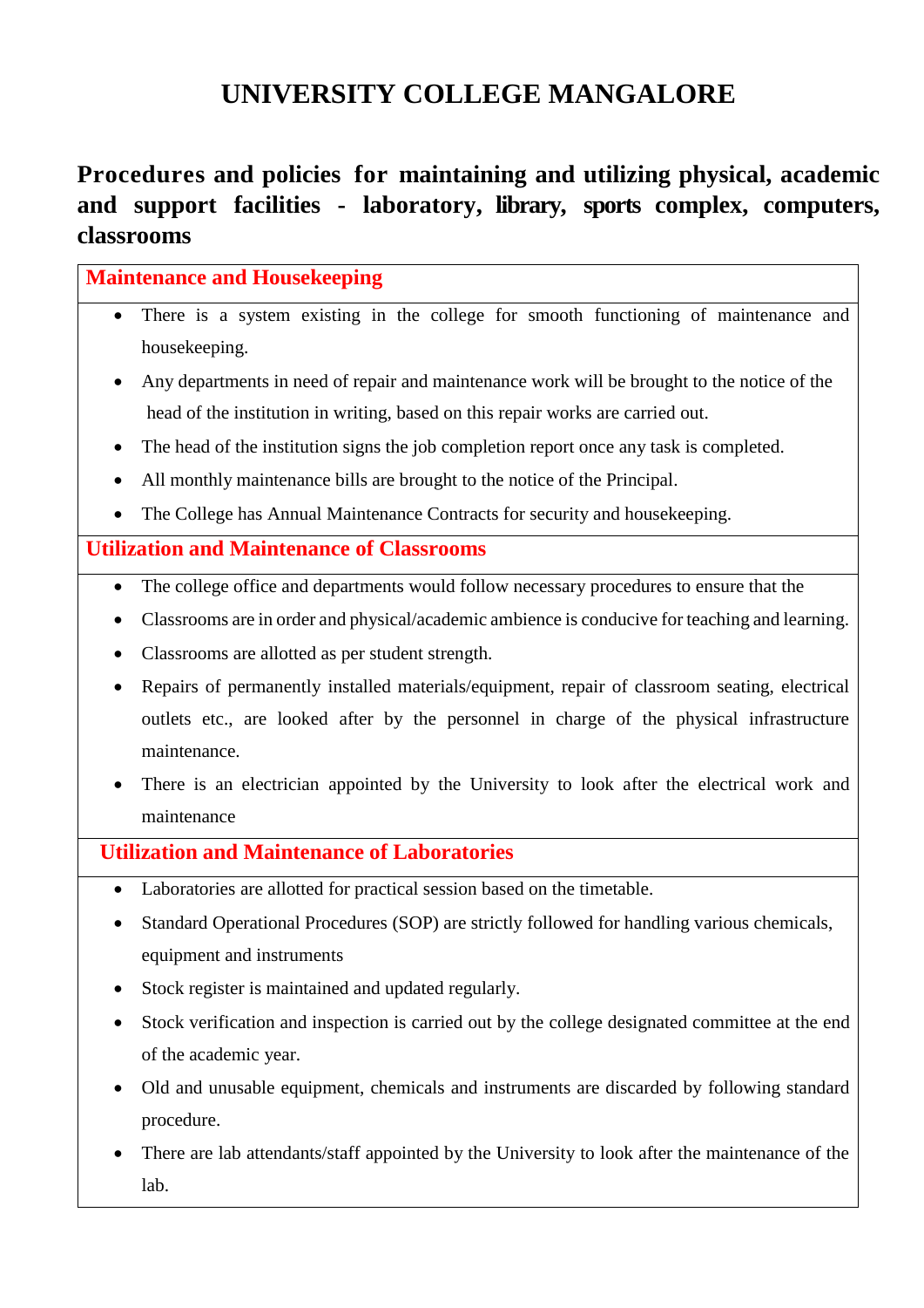# UNIVERSITY COLLEGE MANGALORE

## Procedures and policies for maintaining and utilizing physical, academic and support facilities - laboratory, library, sports complex, computers, classrooms

### Maintenance and Housekeeping

- There is a system existing in the college for smooth functioning of maintenance and housekeeping.
- Any departments in need of repair and maintenance work will be brought to the notice of the head of the institution in writing, based on this repair works are carried out.
- The head of the institution signs the job completion report once any task is completed.
- All monthly maintenance bills are brought to the notice of the Principal.
- The College has Annual Maintenance Contracts for security and housekeeping.

### Utilization and Maintenance of Classrooms

- The college office and departments would follow necessary procedures to ensure that the
- Classrooms are in order and physical/academic ambience is conducive for teaching and learning.
- Classrooms are allotted as per student strength.
- Repairs of permanently installed materials/equipment, repair of classroom seating, electrical outlets etc., are looked after by the personnel in charge of the physical infrastructure maintenance.
- There is an electrician appointed by the University to look after the electrical work and maintenance

### Utilization and Maintenance of Laboratories

- Laboratories are allotted for practical session based on the timetable.
- Standard Operational Procedures (SOP) are strictly followed for handling various chemicals, equipment and instruments
- Stock register is maintained and updated regularly.
- Stock verification and inspection is carried out by the college designated committee at the end of the academic year.
- Old and unusable equipment, chemicals and instruments are discarded by following standard procedure.
- There are lab attendants/staff appointed by the University to look after the maintenance of the lab.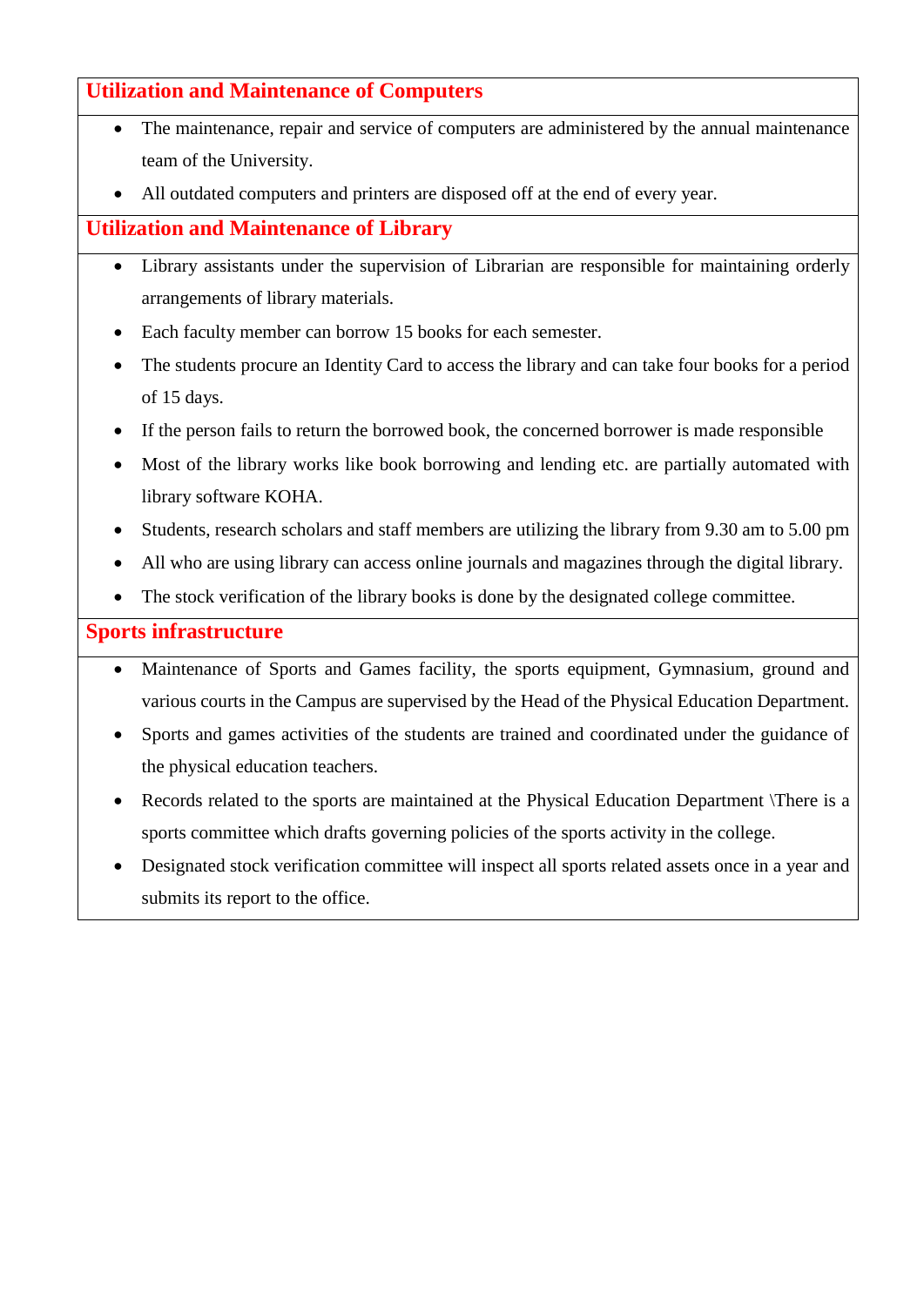## Utilization and Maintenance of Computers

- The maintenance, repair and service of computers are administered by the annual maintenance team of the University.
- All outdated computers and printers are disposed off at the end of every year.

## Utilization and Maintenance of Library

- Library assistants under the supervision of Librarian are responsible for maintaining orderly arrangements of library materials.
- Each faculty member can borrow 15 books for each semester.
- The students procure an Identity Card to access the library and can take four books for a period of 15 days.
- If the person fails to return the borrowed book, the concerned borrower is made responsible
- Most of the library works like book borrowing and lending etc. are partially automated with library software KOHA.
- Students, research scholars and staff members are utilizing the library from 9.30 am to 5.00 pm
- All who are using library can access online journals and magazines through the digital library.
- The stock verification of the library books is done by the designated college committee.

## Sports infrastructure

- Maintenance of Sports and Games facility, the sports equipment, Gymnasium, ground and various courts in the Campus are supervised by the Head of the Physical Education Department.
- Sports and games activities of the students are trained and coordinated under the guidance of the physical education teachers.
- Records related to the sports are maintained at the Physical Education Department \There is a sports committee which drafts governing policies of the sports activity in the college.
- Designated stock verification committee will inspect all sports related assets once in a year and submits its report to the office.